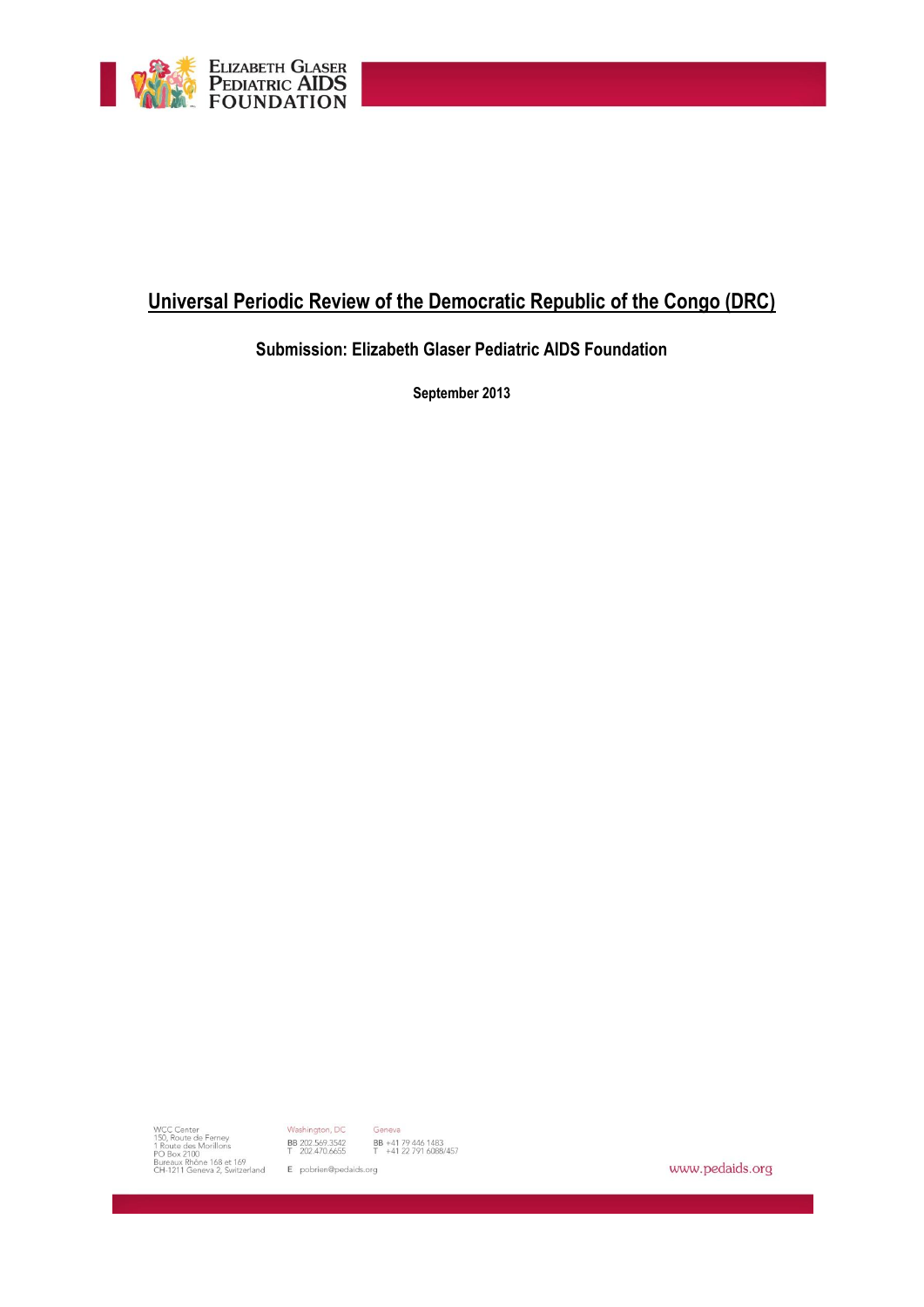# Universal Periodic Review of the Democratic Republic of the Congo (DRC)

**Submission: Elizabeth Glaser Pediatric AIDS Foundation**

**September 2013**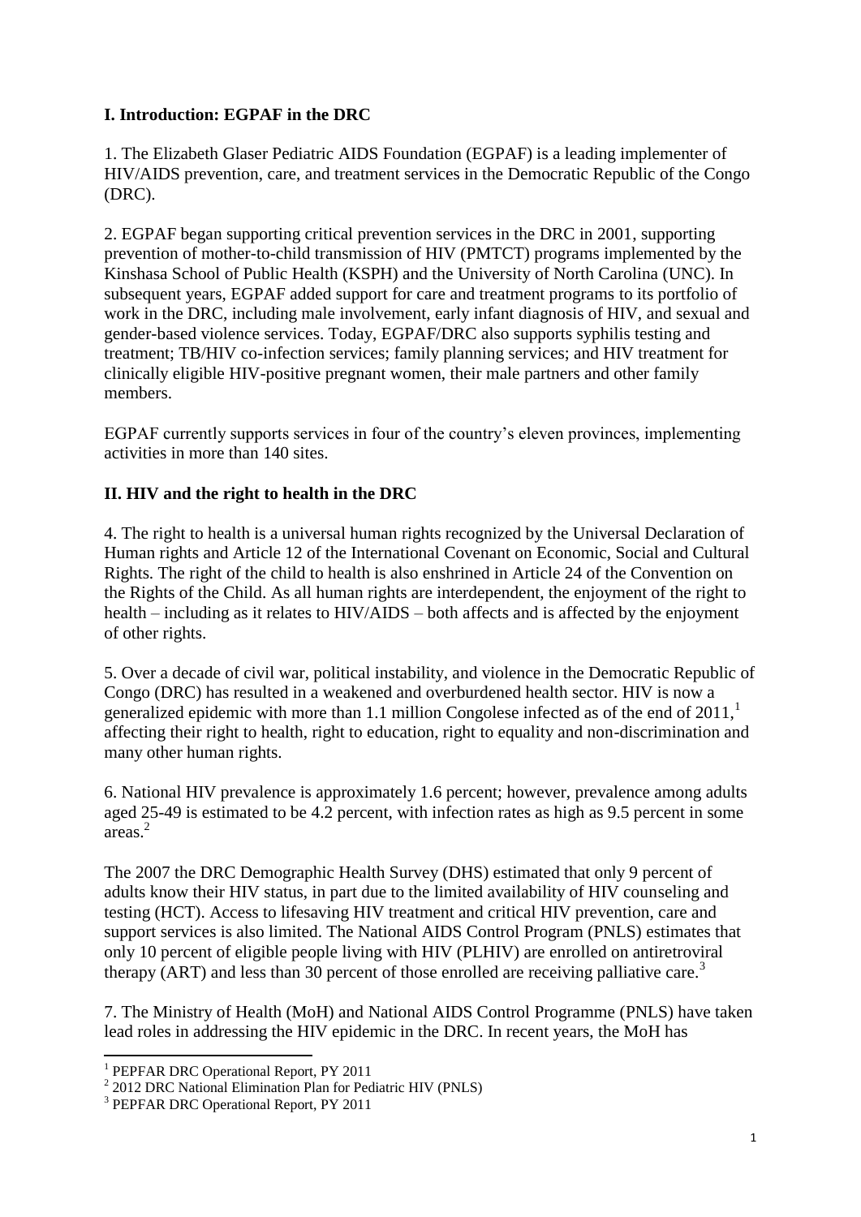## I. Introduction: EGPAF in the DRC

1. The Elizabeth Glaser Pediatric AIDS Foundation (EGPAF) is a leading implementer of HIV/AIDS prevention, care, and treatment services in the Democratic Republic of the Congo (DRC).

2. EGPAF began supporting critical prevention services in the DRC in 2001, supporting prevention of mother-to-child transmission of HIV (PMTCT) programs implemented by the Kinshasa School of Public Health (KSPH) and the University of North Carolina (UNC). In subsequent years, EGPAF added support for care and treatment programs to its portfolio of work in the DRC, including male involvement, early infant diagnosis of HIV, and sexual and gender-based violence services. Today, EGPAF/DRC also supports syphilis testing and treatment; TB/HIV co-infection services; family planning services; and HIV treatment for clinically eligible HIV-positive pregnant women, their male partners and other family members.

EGPAF currently supports services in four of the country's eleven provinces, implementing activities in more than 140 sites.

## II. HIV and the right to health in the DRC

4. The right to health is a universal human rights recognized by the Universal Declaration of Human rights and Article 12 of the International Covenant on Economic, Social and Cultural Rights. The right of the child to health is also enshrined in Article 24 of the Convention on the Rights of the Child. As all human rights are interdependent, the enjoyment of the right to health – including as it relates to HIV/AIDS – both affects and is affected by the enjoyment of other rights.

5. Over a decade of civil war, political instability, and violence in the Democratic Republic of Congo (DRC) has resulted in a weakened and overburdened health sector. HIV is now a generalized epidemic with more than 1.1 million Congolese infected as of the end of 2011,[1] affecting their right to health, right to education, right to equality and non-discrimination and many other human rights.

6. National HIV prevalence is approximately 1.6 percent; however, prevalence among adults aged 25-49 is estimated to be 4.2 percent, with infection rates as high as 9.5 percent in some areas.[2]

The 2007 the DRC Demographic Health Survey (DHS) estimated that only 9 percent of adults know their HIV status, in part due to the limited availability of HIV counseling and testing (HCT). Access to lifesaving HIV treatment and critical HIV prevention, care and support services is also limited. The National AIDS Control Program (PNLS) estimates that only 10 percent of eligible people living with HIV (PLHIV) are enrolled on antiretroviral therapy (ART) and less than 30 percent of those enrolled are receiving palliative care.[3]

7. The Ministry of Health (MoH) and National AIDS Control Programme (PNLS) have taken lead roles in addressing the HIV epidemic in the DRC. In recent years, the MoH has

---

[1] PEPFAR DRC Operational Report, PY 2011

[2] 2012 DRC National Elimination Plan for Pediatric HIV (PNLS)

[3] PEPFAR DRC Operational Report, PY 2011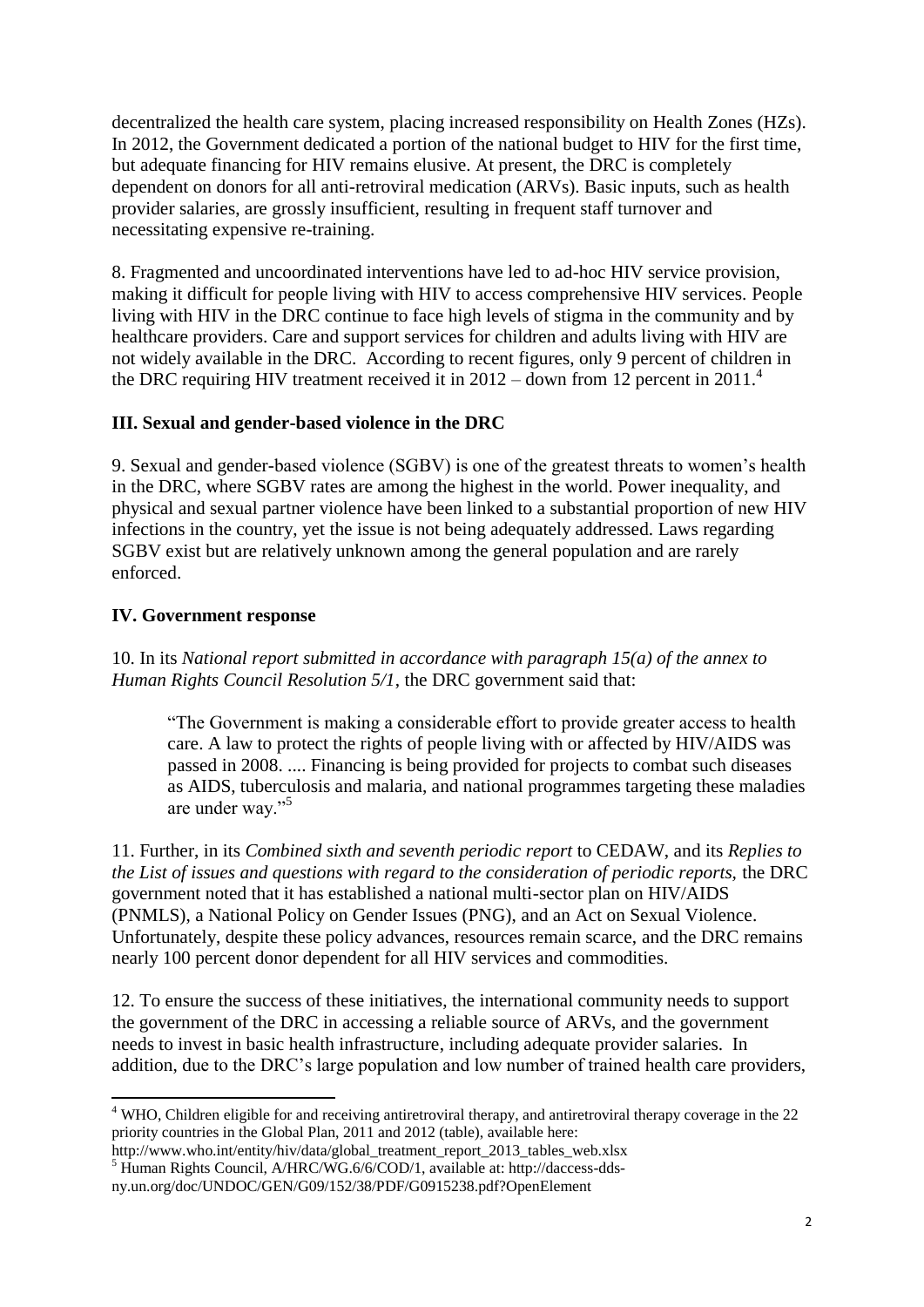decentralized the health care system, placing increased responsibility on Health Zones (HZs). In 2012, the Government dedicated a portion of the national budget to HIV for the first time, but adequate financing for HIV remains elusive. At present, the DRC is completely dependent on donors for all anti-retroviral medication (ARVs). Basic inputs, such as health provider salaries, are grossly insufficient, resulting in frequent staff turnover and necessitating expensive re-training.

8. Fragmented and uncoordinated interventions have led to ad-hoc HIV service provision, making it difficult for people living with HIV to access comprehensive HIV services. People living with HIV in the DRC continue to face high levels of stigma in the community and by healthcare providers. Care and support services for children and adults living with HIV are not widely available in the DRC. According to recent figures, only 9 percent of children in the DRC requiring HIV treatment received it in 2012 – down from 12 percent in 2011.[4]

## III. Sexual and gender-based violence in the DRC

9. Sexual and gender-based violence (SGBV) is one of the greatest threats to women's health in the DRC, where SGBV rates are among the highest in the world. Power inequality, and physical and sexual partner violence have been linked to a substantial proportion of new HIV infections in the country, yet the issue is not being adequately addressed. Laws regarding SGBV exist but are relatively unknown among the general population and are rarely enforced.

## IV. Government response

10. In its *National report submitted in accordance with paragraph 15(a) of the annex to Human Rights Council Resolution 5/1*, the DRC government said that:

> "The Government is making a considerable effort to provide greater access to health care. A law to protect the rights of people living with or affected by HIV/AIDS was passed in 2008. .... Financing is being provided for projects to combat such diseases as AIDS, tuberculosis and malaria, and national programmes targeting these maladies are under way."[5]

11. Further, in its *Combined sixth and seventh periodic report* to CEDAW, and its *Replies to the List of issues and questions with regard to the consideration of periodic reports*, the DRC government noted that it has established a national multi-sector plan on HIV/AIDS (PNMLS), a National Policy on Gender Issues (PNG), and an Act on Sexual Violence. Unfortunately, despite these policy advances, resources remain scarce, and the DRC remains nearly 100 percent donor dependent for all HIV services and commodities.

12. To ensure the success of these initiatives, the international community needs to support the government of the DRC in accessing a reliable source of ARVs, and the government needs to invest in basic health infrastructure, including adequate provider salaries. In addition, due to the DRC's large population and low number of trained health care providers,

---

[4] WHO, Children eligible for and receiving antiretroviral therapy, and antiretroviral therapy coverage in the 22 priority countries in the Global Plan, 2011 and 2012 (table), available here: http://www.who.int/entity/hiv/data/global_treatment_report_2013_tables_web.xlsx

[5] Human Rights Council, A/HRC/WG.6/6/COD/1, available at: http://daccess-dds-ny.un.org/doc/UNDOC/GEN/G09/152/38/PDF/G0915238.pdf?OpenElement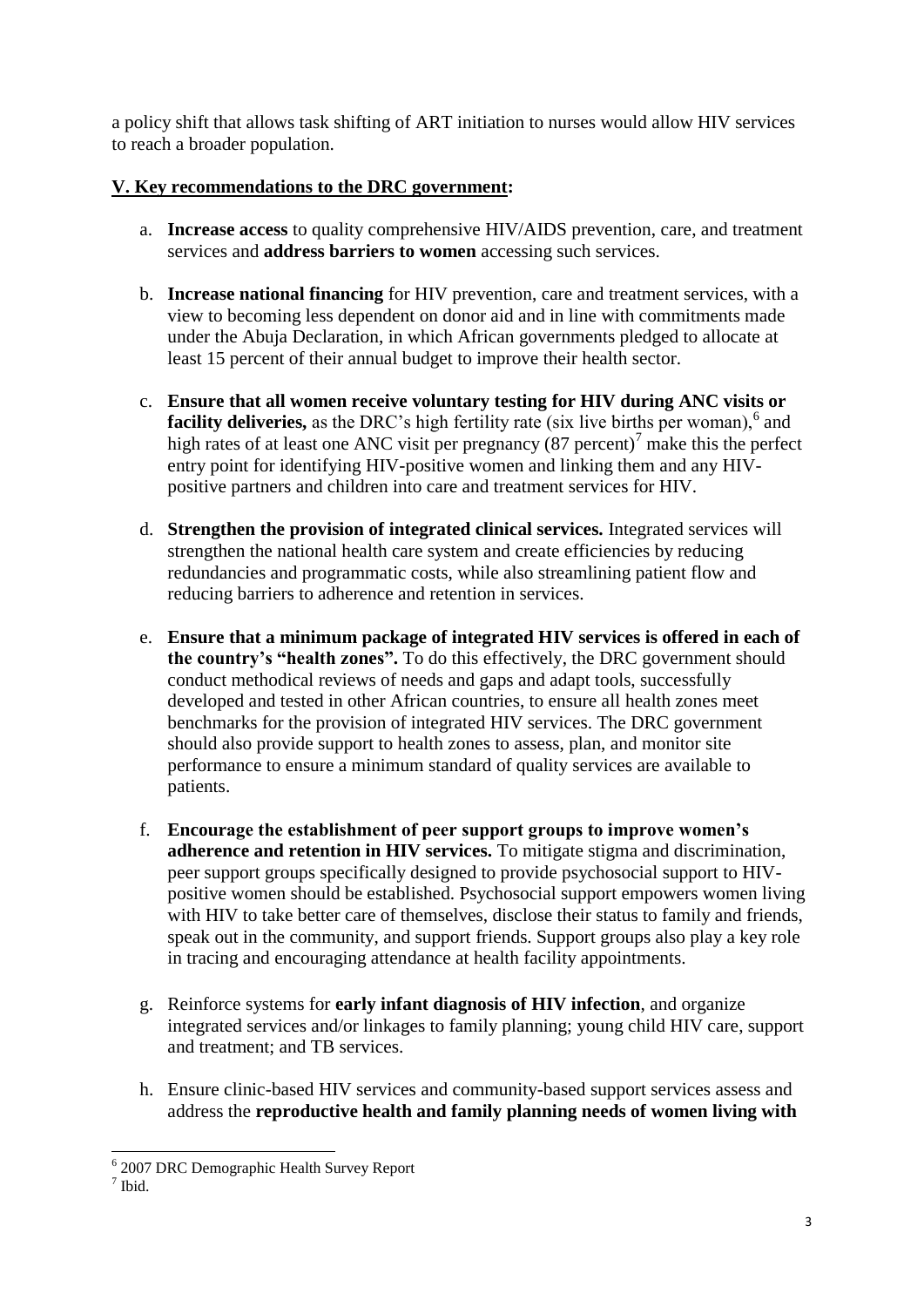a policy shift that allows task shifting of ART initiation to nurses would allow HIV services to reach a broader population.

## V. Key recommendations to the DRC government:

a. **Increase access** to quality comprehensive HIV/AIDS prevention, care, and treatment services and **address barriers to women** accessing such services.

b. **Increase national financing** for HIV prevention, care and treatment services, with a view to becoming less dependent on donor aid and in line with commitments made under the Abuja Declaration, in which African governments pledged to allocate at least 15 percent of their annual budget to improve their health sector.

c. **Ensure that all women receive voluntary testing for HIV during ANC visits or facility deliveries,** as the DRC's high fertility rate (six live births per woman),[6] and high rates of at least one ANC visit per pregnancy (87 percent)[7] make this the perfect entry point for identifying HIV-positive women and linking them and any HIV-positive partners and children into care and treatment services for HIV.

d. **Strengthen the provision of integrated clinical services.** Integrated services will strengthen the national health care system and create efficiencies by reducing redundancies and programmatic costs, while also streamlining patient flow and reducing barriers to adherence and retention in services.

e. **Ensure that a minimum package of integrated HIV services is offered in each of the country's "health zones".** To do this effectively, the DRC government should conduct methodical reviews of needs and gaps and adapt tools, successfully developed and tested in other African countries, to ensure all health zones meet benchmarks for the provision of integrated HIV services. The DRC government should also provide support to health zones to assess, plan, and monitor site performance to ensure a minimum standard of quality services are available to patients.

f. **Encourage the establishment of peer support groups to improve women's adherence and retention in HIV services.** To mitigate stigma and discrimination, peer support groups specifically designed to provide psychosocial support to HIV-positive women should be established. Psychosocial support empowers women living with HIV to take better care of themselves, disclose their status to family and friends, speak out in the community, and support friends. Support groups also play a key role in tracing and encouraging attendance at health facility appointments.

g. Reinforce systems for **early infant diagnosis of HIV infection**, and organize integrated services and/or linkages to family planning; young child HIV care, support and treatment; and TB services.

h. Ensure clinic-based HIV services and community-based support services assess and address the **reproductive health and family planning needs of women living with**

---

[6] 2007 DRC Demographic Health Survey Report

[7] Ibid.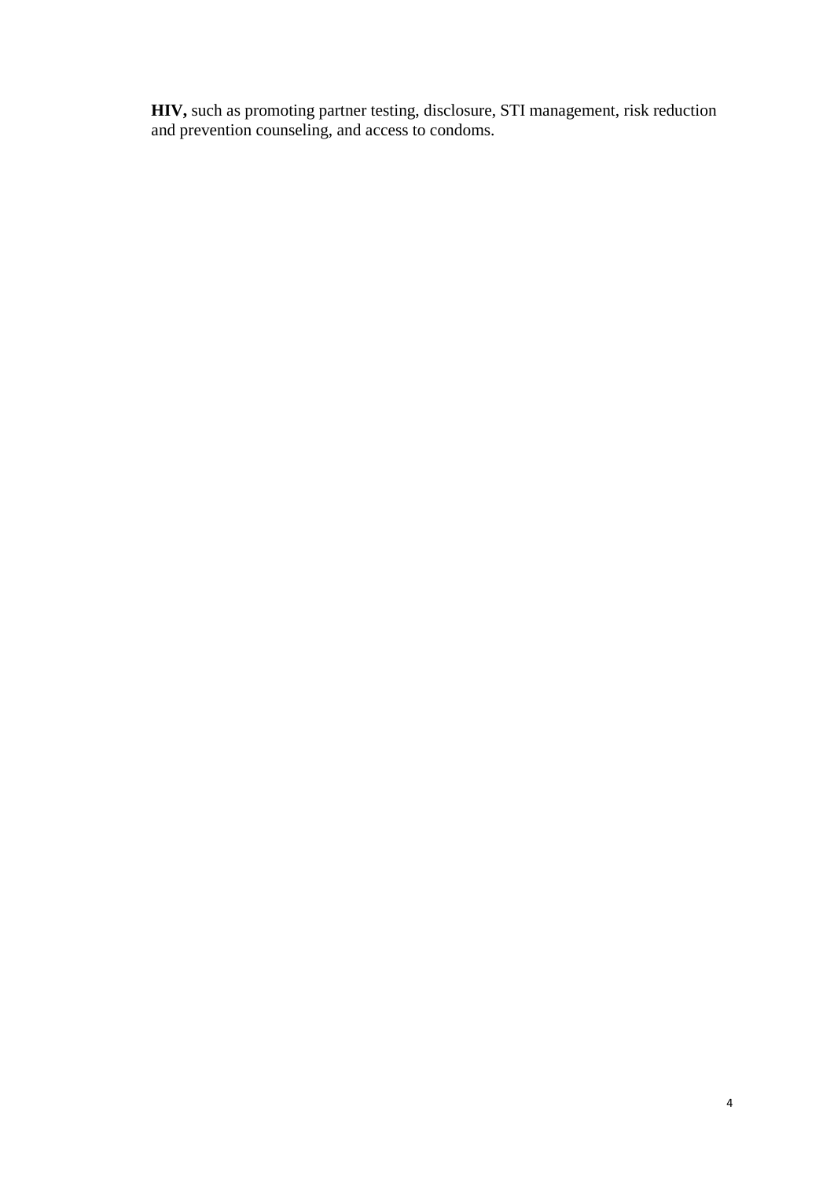**HIV,** such as promoting partner testing, disclosure, STI management, risk reduction and prevention counseling, and access to condoms.